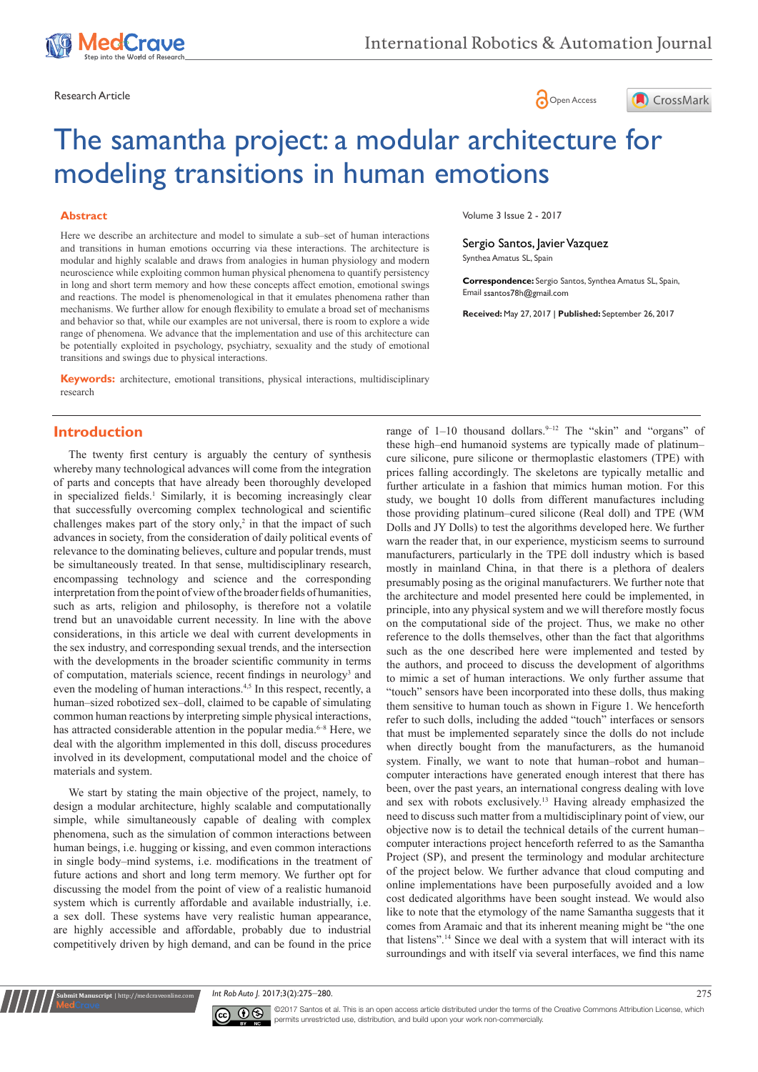Research Article

Open Access

# The samantha project: a modular architecture for modeling transitions in human emotions

## Abstract

Here we describe an architecture and model to simulate a sub–set of human interactions and transitions in human emotions occurring via these interactions. The architecture is modular and highly scalable and draws from analogies in human physiology and modern neuroscience while exploiting common human physical phenomena to quantify persistency in long and short term memory and how these concepts affect emotion, emotional swings and reactions. The model is phenomenological in that it emulates phenomena rather than mechanisms. We further allow for enough flexibility to emulate a broad set of mechanisms and behavior so that, while our examples are not universal, there is room to explore a wide range of phenomena. We advance that the implementation and use of this architecture can be potentially exploited in psychology, psychiatry, sexuality and the study of emotional transitions and swings due to physical interactions.

**Keywords:** architecture, emotional transitions, physical interactions, multidisciplinary research

Volume 3 Issue 2 - 2017

**Sergio Santos, Javier Vazquez**

Synthea Amatus SL, Spain

**Correspondence:** Sergio Santos, Synthea Amatus SL, Spain, Email ssantos78h@gmail.com

**Received:** May 27, 2017 | **Published:** September 26, 2017

## Introduction

The twenty first century is arguably the century of synthesis whereby many technological advances will come from the integration of parts and concepts that have already been thoroughly developed in specialized fields.[1] Similarly, it is becoming increasingly clear that successfully overcoming complex technological and scientific challenges makes part of the story only,[2] in that the impact of such advances in society, from the consideration of daily political events of relevance to the dominating believes, culture and popular trends, must be simultaneously treated. In that sense, multidisciplinary research, encompassing technology and science and the corresponding interpretation from the point of view of the broader fields of humanities, such as arts, religion and philosophy, is therefore not a volatile trend but an unavoidable current necessity. In line with the above considerations, in this article we deal with current developments in the sex industry, and corresponding sexual trends, and the intersection with the developments in the broader scientific community in terms of computation, materials science, recent findings in neurology[3] and even the modeling of human interactions.[4,5] In this respect, recently, a human–sized robotized sex–doll, claimed to be capable of simulating common human reactions by interpreting simple physical interactions, has attracted considerable attention in the popular media.[6–8] Here, we deal with the algorithm implemented in this doll, discuss procedures involved in its development, computational model and the choice of materials and system.

We start by stating the main objective of the project, namely, to design a modular architecture, highly scalable and computationally simple, while simultaneously capable of dealing with complex phenomena, such as the simulation of common interactions between human beings, i.e. hugging or kissing, and even common interactions in single body–mind systems, i.e. modifications in the treatment of future actions and short and long term memory. We further opt for discussing the model from the point of view of a realistic humanoid system which is currently affordable and available industrially, i.e. a sex doll. These systems have very realistic human appearance, are highly accessible and affordable, probably due to industrial competitively driven by high demand, and can be found in the price range of 1–10 thousand dollars.[9–12] The "skin" and "organs" of these high–end humanoid systems are typically made of platinum–cure silicone, pure silicone or thermoplastic elastomers (TPE) with prices falling accordingly. The skeletons are typically metallic and further articulate in a fashion that mimics human motion. For this study, we bought 10 dolls from different manufactures including those providing platinum–cured silicone (Real doll) and TPE (WM Dolls and JY Dolls) to test the algorithms developed here. We further warn the reader that, in our experience, mysticism seems to surround manufacturers, particularly in the TPE doll industry which is based mostly in mainland China, in that there is a plethora of dealers presumably posing as the original manufacturers. We further note that the architecture and model presented here could be implemented, in principle, into any physical system and we will therefore mostly focus on the computational side of the project. Thus, we make no other reference to the dolls themselves, other than the fact that algorithms such as the one described here were implemented and tested by the authors, and proceed to discuss the development of algorithms to mimic a set of human interactions. We only further assume that "touch" sensors have been incorporated into these dolls, thus making them sensitive to human touch as shown in Figure 1. We henceforth refer to such dolls, including the added "touch" interfaces or sensors that must be implemented separately since the dolls do not include when directly bought from the manufacturers, as the humanoid system. Finally, we want to note that human–robot and human–computer interactions have generated enough interest that there has been, over the past years, an international congress dealing with love and sex with robots exclusively.[13] Having already emphasized the need to discuss such matter from a multidisciplinary point of view, our objective now is to detail the technical details of the current human–computer interactions project henceforth referred to as the Samantha Project (SP), and present the terminology and modular architecture of the project below. We further advance that cloud computing and online implementations have been purposefully avoided and a low cost dedicated algorithms have been sought instead. We would also like to note that the etymology of the name Samantha suggests that it comes from Aramaic and that its inherent meaning might be "the one that listens".[14] Since we deal with a system that will interact with its surroundings and with itself via several interfaces, we find this name

©2017 Santos et al. This is an open access article distributed under the terms of the Creative Commons Attribution License, which permits unrestricted use, distribution, and build upon your work non-commercially.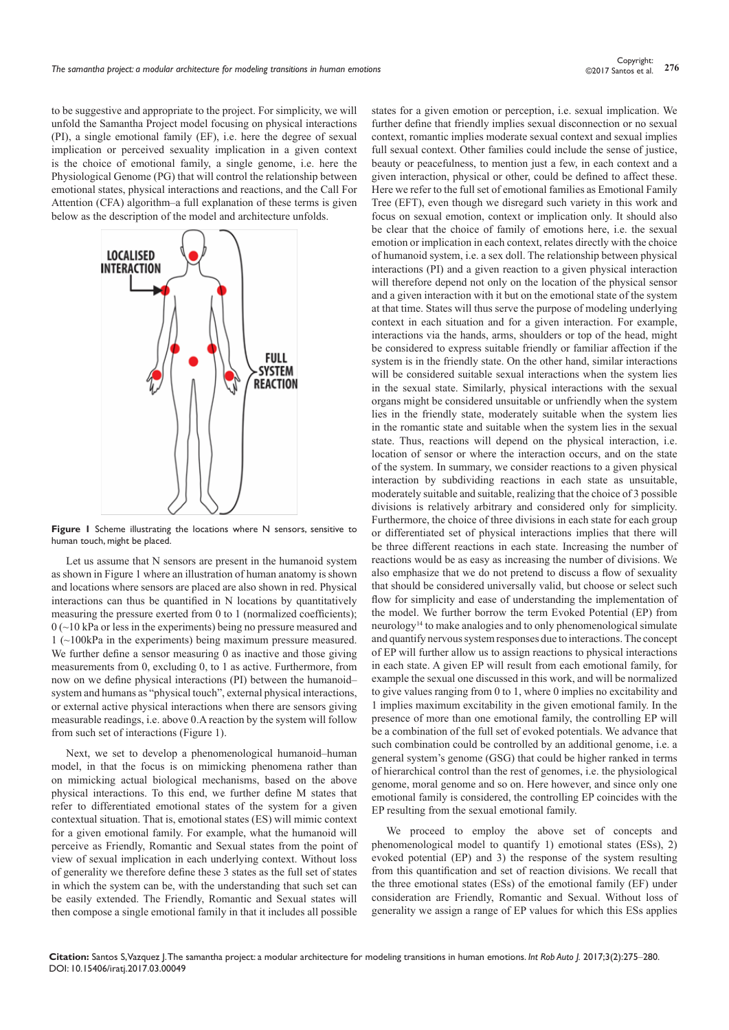to be suggestive and appropriate to the project. For simplicity, we will unfold the Samantha Project model focusing on physical interactions (PI), a single emotional family (EF), i.e. here the degree of sexual implication or perceived sexuality implication in a given context is the choice of emotional family, a single genome, i.e. here the Physiological Genome (PG) that will control the relationship between emotional states, physical interactions and reactions, and the Call For Attention (CFA) algorithm–a full explanation of these terms is given below as the description of the model and architecture unfolds.

**Figure 1** Scheme illustrating the locations where N sensors, sensitive to human touch, might be placed.

Let us assume that N sensors are present in the humanoid system as shown in Figure 1 where an illustration of human anatomy is shown and locations where sensors are placed are also shown in red. Physical interactions can thus be quantified in N locations by quantitatively measuring the pressure exerted from 0 to 1 (normalized coefficients); 0 (~10 kPa or less in the experiments) being no pressure measured and 1 (~100kPa in the experiments) being maximum pressure measured. We further define a sensor measuring 0 as inactive and those giving measurements from 0, excluding 0, to 1 as active. Furthermore, from now on we define physical interactions (PI) between the humanoid–system and humans as "physical touch", external physical interactions, or external active physical interactions when there are sensors giving measurable readings, i.e. above 0.A reaction by the system will follow from such set of interactions (Figure 1).

Next, we set to develop a phenomenological humanoid–human model, in that the focus is on mimicking phenomena rather than on mimicking actual biological mechanisms, based on the above physical interactions. To this end, we further define M states that refer to differentiated emotional states of the system for a given contextual situation. That is, emotional states (ES) will mimic context for a given emotional family. For example, what the humanoid will perceive as Friendly, Romantic and Sexual states from the point of view of sexual implication in each underlying context. Without loss of generality we therefore define these 3 states as the full set of states in which the system can be, with the understanding that such set can be easily extended. The Friendly, Romantic and Sexual states will then compose a single emotional family in that it includes all possible states for a given emotion or perception, i.e. sexual implication. We further define that friendly implies sexual disconnection or no sexual context, romantic implies moderate sexual context and sexual implies full sexual context. Other families could include the sense of justice, beauty or peacefulness, to mention just a few, in each context and a given interaction, physical or other, could be defined to affect these. Here we refer to the full set of emotional families as Emotional Family Tree (EFT), even though we disregard such variety in this work and focus on sexual emotion, context or implication only. It should also be clear that the choice of family of emotions here, i.e. the sexual emotion or implication in each context, relates directly with the choice of humanoid system, i.e. a sex doll. The relationship between physical interactions (PI) and a given reaction to a given physical interaction will therefore depend not only on the location of the physical sensor and a given interaction with it but on the emotional state of the system at that time. States will thus serve the purpose of modeling underlying context in each situation and for a given interaction. For example, interactions via the hands, arms, shoulders or top of the head, might be considered to express suitable friendly or familiar affection if the system is in the friendly state. On the other hand, similar interactions will be considered suitable sexual interactions when the system lies in the sexual state. Similarly, physical interactions with the sexual organs might be considered unsuitable or unfriendly when the system lies in the friendly state, moderately suitable when the system lies in the romantic state and suitable when the system lies in the sexual state. Thus, reactions will depend on the physical interaction, i.e. location of sensor or where the interaction occurs, and on the state of the system. In summary, we consider reactions to a given physical interaction by subdividing reactions in each state as unsuitable, moderately suitable and suitable, realizing that the choice of 3 possible divisions is relatively arbitrary and considered only for simplicity. Furthermore, the choice of three divisions in each state for each group or differentiated set of physical interactions implies that there will be three different reactions in each state. Increasing the number of reactions would be as easy as increasing the number of divisions. We also emphasize that we do not pretend to discuss a flow of sexuality that should be considered universally valid, but choose or select such flow for simplicity and ease of understanding the implementation of the model. We further borrow the term Evoked Potential (EP) from neurology[14] to make analogies and to only phenomenological simulate and quantify nervous system responses due to interactions. The concept of EP will further allow us to assign reactions to physical interactions in each state. A given EP will result from each emotional family, for example the sexual one discussed in this work, and will be normalized to give values ranging from 0 to 1, where 0 implies no excitability and 1 implies maximum excitability in the given emotional family. In the presence of more than one emotional family, the controlling EP will be a combination of the full set of evoked potentials. We advance that such combination could be controlled by an additional genome, i.e. a general system's genome (GSG) that could be higher ranked in terms of hierarchical control than the rest of genomes, i.e. the physiological genome, moral genome and so on. Here however, and since only one emotional family is considered, the controlling EP coincides with the EP resulting from the sexual emotional family.

We proceed to employ the above set of concepts and phenomenological model to quantify 1) emotional states (ESs), 2) evoked potential (EP) and 3) the response of the system resulting from this quantification and set of reaction divisions. We recall that the three emotional states (ESs) of the emotional family (EF) under consideration are Friendly, Romantic and Sexual. Without loss of generality we assign a range of EP values for which this ESs applies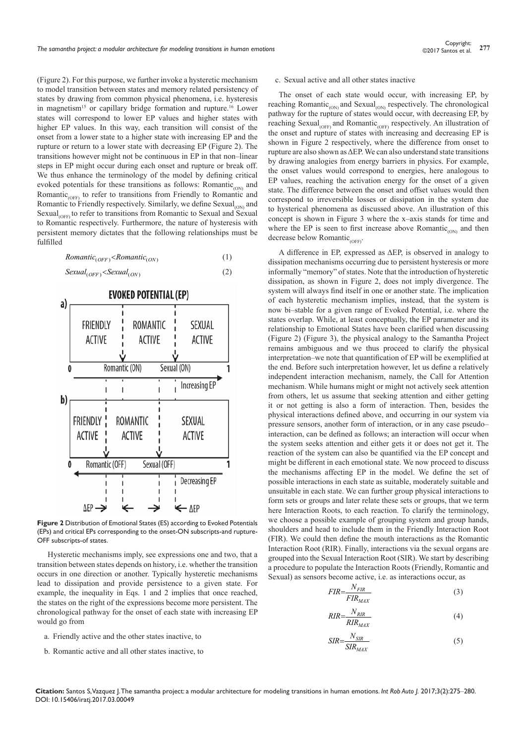(Figure 2). For this purpose, we further invoke a hysteretic mechanism to model transition between states and memory related persistency of states by drawing from common physical phenomena, i.e. hysteresis in magnetism[15] or capillary bridge formation and rupture.[16] Lower states will correspond to lower EP values and higher states with higher EP values. In this way, each transition will consist of the onset from a lower state to a higher state with increasing EP and the rupture or return to a lower state with decreasing EP (Figure 2). The transitions however might not be continuous in EP in that non–linear steps in EP might occur during each onset and rupture or break off. We thus enhance the terminology of the model by defining critical evoked potentials for these transitions as follows: $Romantic_{(ON)}$ and $Romantic_{(OFF)}$ to refer to transitions from Friendly to Romantic and Romantic to Friendly respectively. Similarly, we define $Sexual_{(ON)}$ and $Sexual_{(OFF)}$ to refer to transitions from Romantic to Sexual and Sexual to Romantic respectively. Furthermore, the nature of hysteresis with persistent memory dictates that the following relationships must be fulfilled

$$Romantic_{(OFF)} < Romantic_{(ON)} \tag{1}$$

$$Sexual_{(OFF)} < Sexual_{(ON)} \tag{2}$$

**Figure 2** Distribution of Emotional States (ES) according to Evoked Potentials (EPs) and critical EPs corresponding to the onset-ON subscripts-and rupture-OFF subscripts-of states.

Hysteretic mechanisms imply, see expressions one and two, that a transition between states depends on history, i.e. whether the transition occurs in one direction or another. Typically hysteretic mechanisms lead to dissipation and provide persistence to a given state. For example, the inequality in Eqs. 1 and 2 implies that once reached, the states on the right of the expressions become more persistent. The chronological pathway for the onset of each state with increasing EP would go from

a. Friendly active and the other states inactive, to
b. Romantic active and all other states inactive, to
c. Sexual active and all other states inactive

The onset of each state would occur, with increasing EP, by reaching $Romantic_{(ON)}$ and $Sexual_{(ON)}$ respectively. The chronological pathway for the rupture of states would occur, with decreasing EP, by reaching $Sexual_{(OFF)}$ and $Romantic_{(OFF)}$ respectively. An illustration of the onset and rupture of states with increasing and decreasing EP is shown in Figure 2 respectively, where the difference from onset to rupture are also shown as ΔEP. We can also understand state transitions by drawing analogies from energy barriers in physics. For example, the onset values would correspond to energies, here analogous to EP values, reaching the activation energy for the onset of a given state. The difference between the onset and offset values would then correspond to irreversible losses or dissipation in the system due to hysterical phenomena as discussed above. An illustration of this concept is shown in Figure 3 where the x–axis stands for time and where the EP is seen to first increase above $Romantic_{(ON)}$ and then decrease below $Romantic_{(OFF)}$.

A difference in EP, expressed as ΔEP, is observed in analogy to dissipation mechanisms occurring due to persistent hysteresis or more informally "memory" of states. Note that the introduction of hysteretic dissipation, as shown in Figure 2, does not imply divergence. The system will always find itself in one or another state. The implication of each hysteretic mechanism implies, instead, that the system is now bi–stable for a given range of Evoked Potential, i.e. where the states overlap. While, at least conceptually, the EP parameter and its relationship to Emotional States have been clarified when discussing (Figure 2) (Figure 3), the physical analogy to the Samantha Project remains ambiguous and we thus proceed to clarify the physical interpretation–we note that quantification of EP will be exemplified at the end. Before such interpretation however, let us define a relatively independent interaction mechanism, namely, the Call for Attention mechanism. While humans might or might not actively seek attention from others, let us assume that seeking attention and either getting it or not getting is also a form of interaction. Then, besides the physical interactions defined above, and occurring in our system via pressure sensors, another form of interaction, or in any case pseudo–interaction, can be defined as follows; an interaction will occur when the system seeks attention and either gets it or does not get it. The reaction of the system can also be quantified via the EP concept and might be different in each emotional state. We now proceed to discuss the mechanisms affecting EP in the model. We define the set of possible interactions in each state as suitable, moderately suitable and unsuitable in each state. We can further group physical interactions to form sets or groups and later relate these sets or groups, that we term here Interaction Roots, to each reaction. To clarify the terminology, we choose a possible example of grouping system and group hands, shoulders and head to include them in the Friendly Interaction Root (FIR). We could then define the mouth interactions as the Romantic Interaction Root (RIR). Finally, interactions via the sexual organs are grouped into the Sexual Interaction Root (SIR). We start by describing a procedure to populate the Interaction Roots (Friendly, Romantic and Sexual) as sensors become active, i.e. as interactions occur, as

$$FIR = \frac{N_{FIR}}{FIR_{MAX}} \tag{3}$$

$$RIR = \frac{N_{RIR}}{RIR_{MAX}} \tag{4}$$

$$SIR = \frac{N_{SIR}}{SIR_{MAX}} \tag{5}$$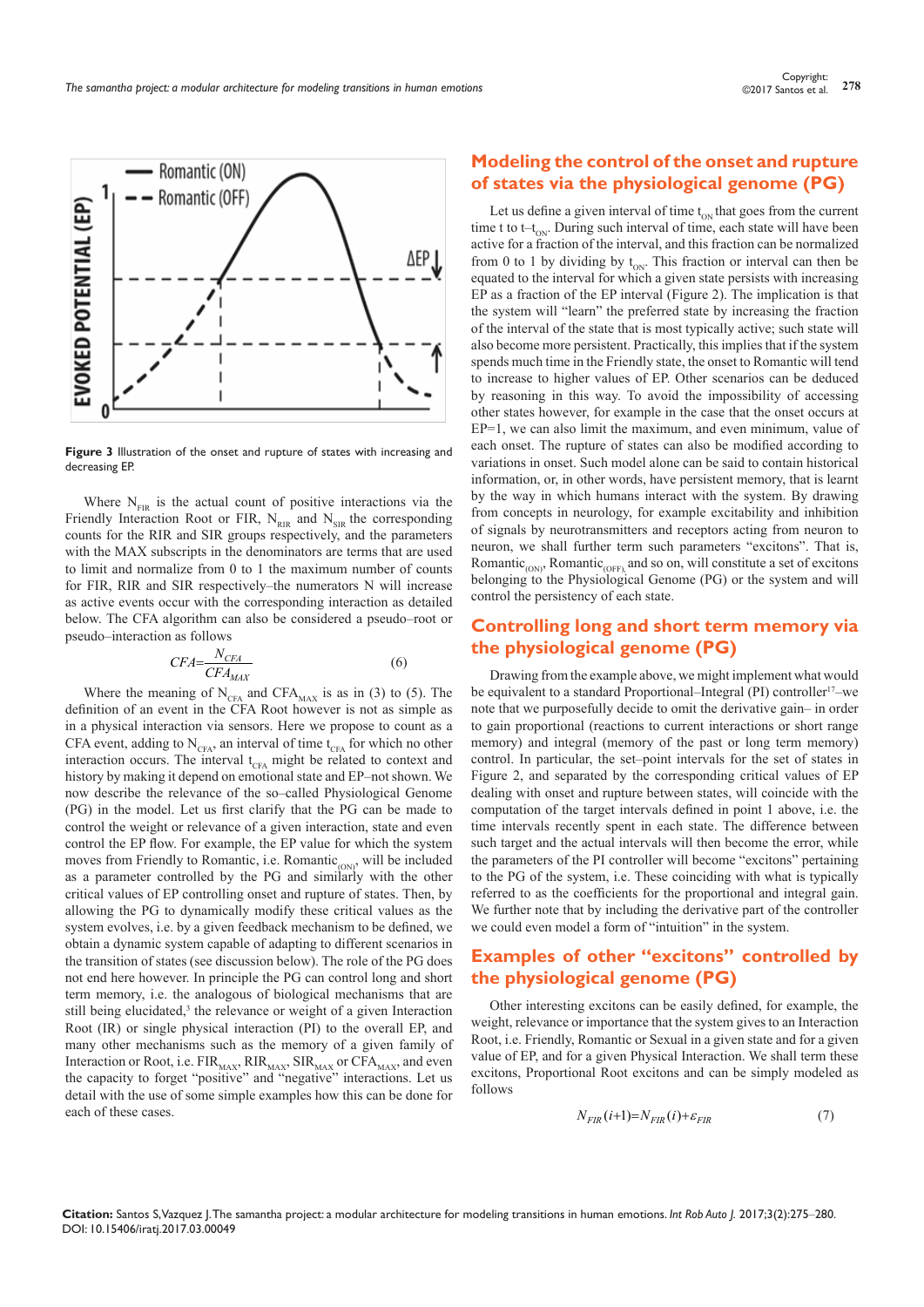Figure 3 Illustration of the onset and rupture of states with increasing and decreasing EP.

Where $N_{FIR}$ is the actual count of positive interactions via the Friendly Interaction Root or FIR, $N_{RIR}$ and $N_{SIR}$ the corresponding counts for the RIR and SIR groups respectively, and the parameters with the MAX subscripts in the denominators are terms that are used to limit and normalize from 0 to 1 the maximum number of counts for FIR, RIR and SIR respectively–the numerators N will increase as active events occur with the corresponding interaction as detailed below. The CFA algorithm can also be considered a pseudo–root or pseudo–interaction as follows

$$CFA = \frac{N_{CFA}}{CFA_{MAX}} \quad (6)$$

Where the meaning of $N_{CFA}$ and $CFA_{MAX}$ is as in (3) to (5). The definition of an event in the CFA Root however is not as simple as in a physical interaction via sensors. Here we propose to count as a CFA event, adding to $N_{CFA}$, an interval of time $t_{CFA}$ for which no other interaction occurs. The interval $t_{CFA}$ might be related to context and history by making it depend on emotional state and EP–not shown. We now describe the relevance of the so–called Physiological Genome (PG) in the model. Let us first clarify that the PG can be made to control the weight or relevance of a given interaction, state and even control the EP flow. For example, the EP value for which the system moves from Friendly to Romantic, i.e. $\text{Romantic}_{(ON)}$, will be included as a parameter controlled by the PG and similarly with the other critical values of EP controlling onset and rupture of states. Then, by allowing the PG to dynamically modify these critical values as the system evolves, i.e. by a given feedback mechanism to be defined, we obtain a dynamic system capable of adapting to different scenarios in the transition of states (see discussion below). The role of the PG does not end here however. In principle the PG can control long and short term memory, i.e. the analogous of biological mechanisms that are still being elucidated,[3] the relevance or weight of a given Interaction Root (IR) or single physical interaction (PI) to the overall EP, and many other mechanisms such as the memory of a given family of Interaction or Root, i.e. $FIR_{MAX}$, $RIR_{MAX}$, $SIR_{MAX}$ or $CFA_{MAX}$, and even the capacity to forget "positive" and "negative" interactions. Let us detail with the use of some simple examples how this can be done for each of these cases.

## Modeling the control of the onset and rupture of states via the physiological genome (PG)

Let us define a given interval of time $t_{ON}$ that goes from the current time t to $t-t_{ON}$. During such interval of time, each state will have been active for a fraction of the interval, and this fraction can be normalized from 0 to 1 by dividing by $t_{ON}$. This fraction or interval can then be equated to the interval for which a given state persists with increasing EP as a fraction of the EP interval (Figure 2). The implication is that the system will "learn" the preferred state by increasing the fraction of the interval of the state that is most typically active; such state will also become more persistent. Practically, this implies that if the system spends much time in the Friendly state, the onset to Romantic will tend to increase to higher values of EP. Other scenarios can be deduced by reasoning in this way. To avoid the impossibility of accessing other states however, for example in the case that the onset occurs at EP=1, we can also limit the maximum, and even minimum, value of each onset. The rupture of states can also be modified according to variations in onset. Such model alone can be said to contain historical information, or, in other words, have persistent memory, that is learnt by the way in which humans interact with the system. By drawing from concepts in neurology, for example excitability and inhibition of signals by neurotransmitters and receptors acting from neuron to neuron, we shall further term such parameters "excitons". That is, $\text{Romantic}_{(ON)}$, $\text{Romantic}_{(OFF)}$, and so on, will constitute a set of excitons belonging to the Physiological Genome (PG) or the system and will control the persistency of each state.

## Controlling long and short term memory via the physiological genome (PG)

Drawing from the example above, we might implement what would be equivalent to a standard Proportional–Integral (PI) controller[17]–we note that we purposefully decide to omit the derivative gain– in order to gain proportional (reactions to current interactions or short range memory) and integral (memory of the past or long term memory) control. In particular, the set–point intervals for the set of states in Figure 2, and separated by the corresponding critical values of EP dealing with onset and rupture between states, will coincide with the computation of the target intervals defined in point 1 above, i.e. the time intervals recently spent in each state. The difference between such target and the actual intervals will then become the error, while the parameters of the PI controller will become "excitons" pertaining to the PG of the system, i.e. These coinciding with what is typically referred to as the coefficients for the proportional and integral gain. We further note that by including the derivative part of the controller we could even model a form of "intuition" in the system.

## Examples of other "excitons" controlled by the physiological genome (PG)

Other interesting excitons can be easily defined, for example, the weight, relevance or importance that the system gives to an Interaction Root, i.e. Friendly, Romantic or Sexual in a given state and for a given value of EP, and for a given Physical Interaction. We shall term these excitons, Proportional Root excitons and can be simply modeled as follows

$$N_{FIR}(i+1) = N_{FIR}(i) + \varepsilon_{FIR} \quad (7)$$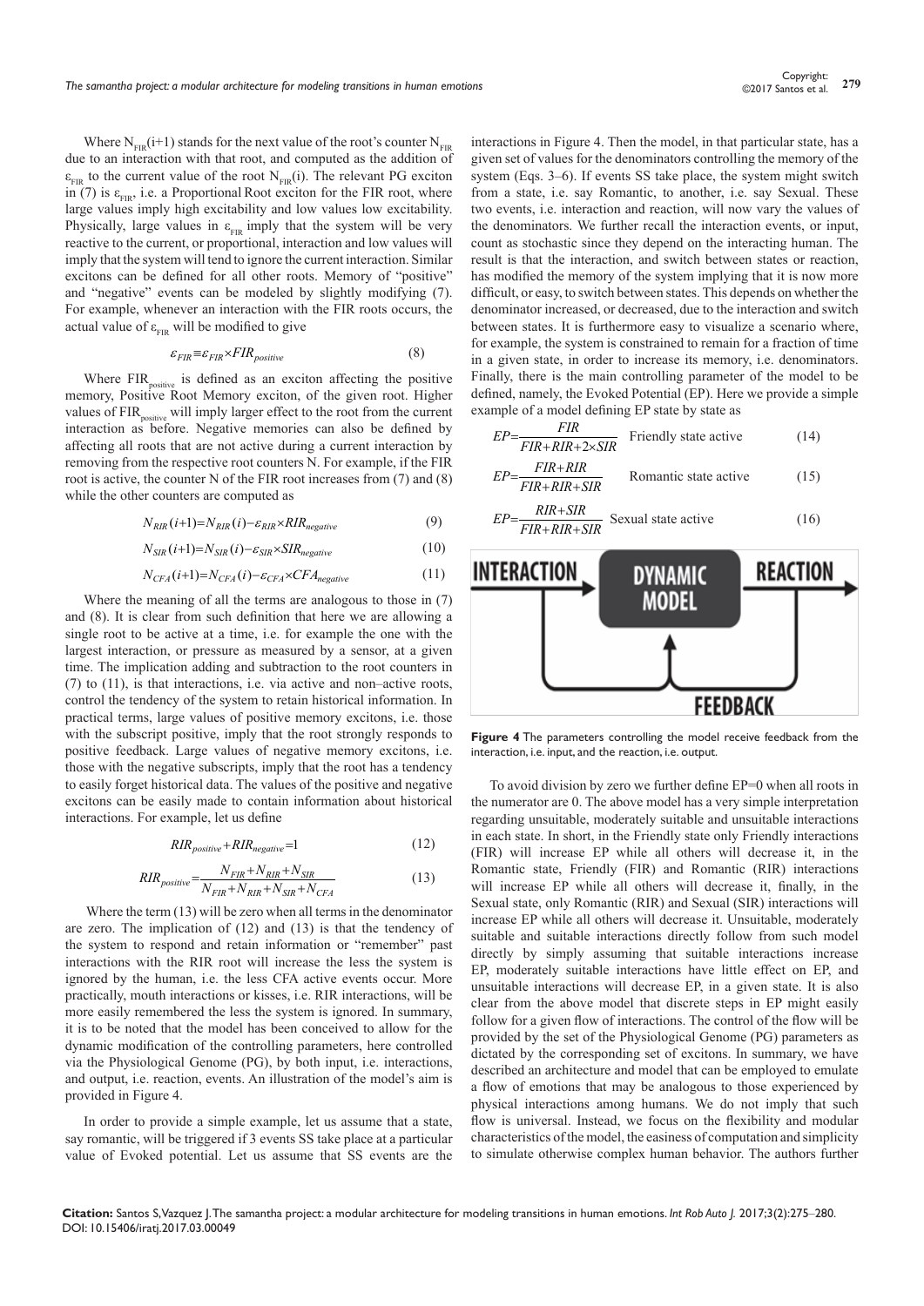Where $N_{FIR}(i+1)$ stands for the next value of the root's counter $N_{FIR}$ due to an interaction with that root, and computed as the addition of $\varepsilon_{FIR}$ to the current value of the root $N_{FIR}(i)$. The relevant PG exciton in (7) is $\varepsilon_{FIR}$, i.e. a Proportional Root exciton for the FIR root, where large values imply high excitability and low values low excitability. Physically, large values in $\varepsilon_{FIR}$ imply that the system will be very reactive to the current, or proportional, interaction and low values will imply that the system will tend to ignore the current interaction. Similar excitons can be defined for all other roots. Memory of "positive" and "negative" events can be modeled by slightly modifying (7). For example, whenever an interaction with the FIR roots occurs, the actual value of $\varepsilon_{FIR}$ will be modified to give

$$\varepsilon_{FIR} \equiv \varepsilon_{FIR} \times FIR_{positive} \tag{8}$$

Where $FIR_{positive}$ is defined as an exciton affecting the positive memory, Positive Root Memory exciton, of the given root. Higher values of $FIR_{positive}$ will imply larger effect to the root from the current interaction as before. Negative memories can also be defined by affecting all roots that are not active during a current interaction by removing from the respective root counters N. For example, if the FIR root is active, the counter N of the FIR root increases from (7) and (8) while the other counters are computed as

$$N_{RIR}(i+1) = N_{RIR}(i) - \varepsilon_{RIR} \times RIR_{negative} \tag{9}$$

$$N_{SIR}(i+1) = N_{SIR}(i) - \varepsilon_{SIR} \times SIR_{negative} \tag{10}$$

$$N_{CFA}(i+1) = N_{CFA}(i) - \varepsilon_{CFA} \times CFA_{negative} \tag{11}$$

Where the meaning of all the terms are analogous to those in (7) and (8). It is clear from such definition that here we are allowing a single root to be active at a time, i.e. for example the one with the largest interaction, or pressure as measured by a sensor, at a given time. The implication adding and subtraction to the root counters in (7) to (11), is that interactions, i.e. via active and non–active roots, control the tendency of the system to retain historical information. In practical terms, large values of positive memory excitons, i.e. those with the subscript positive, imply that the root strongly responds to positive feedback. Large values of negative memory excitons, i.e. those with the negative subscripts, imply that the root has a tendency to easily forget historical data. The values of the positive and negative excitons can be easily made to contain information about historical interactions. For example, let us define

$$RIR_{positive} + RIR_{negative} = 1 \tag{12}$$

$$RIR_{positive} = \frac{N_{FIR} + N_{RIR} + N_{SIR}}{N_{FIR} + N_{RIR} + N_{SIR} + N_{CFA}} \tag{13}$$

Where the term (13) will be zero when all terms in the denominator are zero. The implication of (12) and (13) is that the tendency of the system to respond and retain information or "remember" past interactions with the RIR root will increase the less the system is ignored by the human, i.e. the less CFA active events occur. More practically, mouth interactions or kisses, i.e. RIR interactions, will be more easily remembered the less the system is ignored. In summary, it is to be noted that the model has been conceived to allow for the dynamic modification of the controlling parameters, here controlled via the Physiological Genome (PG), by both input, i.e. interactions, and output, i.e. reaction, events. An illustration of the model's aim is provided in Figure 4.

In order to provide a simple example, let us assume that a state, say romantic, will be triggered if 3 events SS take place at a particular value of Evoked potential. Let us assume that SS events are the interactions in Figure 4. Then the model, in that particular state, has a given set of values for the denominators controlling the memory of the system (Eqs. 3–6). If events SS take place, the system might switch from a state, i.e. say Romantic, to another, i.e. say Sexual. These two events, i.e. interaction and reaction, will now vary the values of the denominators. We further recall the interaction events, or input, count as stochastic since they depend on the interacting human. The result is that the interaction, and switch between states or reaction, has modified the memory of the system implying that it is now more difficult, or easy, to switch between states. This depends on whether the denominator increased, or decreased, due to the interaction and switch between states. It is furthermore easy to visualize a scenario where, for example, the system is constrained to remain for a fraction of time in a given state, in order to increase its memory, i.e. denominators. Finally, there is the main controlling parameter of the model to be defined, namely, the Evoked Potential (EP). Here we provide a simple example of a model defining EP state by state as

$$EP = \frac{FIR}{FIR + RIR + 2 \times SIR} \quad \text{Friendly state active} \tag{14}$$

$$EP = \frac{FIR + RIR}{FIR + RIR + SIR} \quad \text{Romantic state active} \tag{15}$$

$$EP = \frac{RIR + SIR}{FIR + RIR + SIR} \quad \text{Sexual state active} \tag{16}$$

INTERACTION → DYNAMIC MODEL → REACTION; FEEDBACK

**Figure 4** The parameters controlling the model receive feedback from the interaction, i.e. input, and the reaction, i.e. output.

To avoid division by zero we further define EP=0 when all roots in the numerator are 0. The above model has a very simple interpretation regarding unsuitable, moderately suitable and unsuitable interactions in each state. In short, in the Friendly state only Friendly interactions (FIR) will increase EP while all others will decrease it, in the Romantic state, Friendly (FIR) and Romantic (RIR) interactions will increase EP while all others will decrease it, finally, in the Sexual state, only Romantic (RIR) and Sexual (SIR) interactions will increase EP while all others will decrease it. Unsuitable, moderately suitable and suitable interactions directly follow from such model directly by simply assuming that suitable interactions increase EP, moderately suitable interactions have little effect on EP, and unsuitable interactions will decrease EP, in a given state. It is also clear from the above model that discrete steps in EP might easily follow for a given flow of interactions. The control of the flow will be provided by the set of the Physiological Genome (PG) parameters as dictated by the corresponding set of excitons. In summary, we have described an architecture and model that can be employed to emulate a flow of emotions that may be analogous to those experienced by physical interactions among humans. We do not imply that such flow is universal. Instead, we focus on the flexibility and modular characteristics of the model, the easiness of computation and simplicity to simulate otherwise complex human behavior. The authors further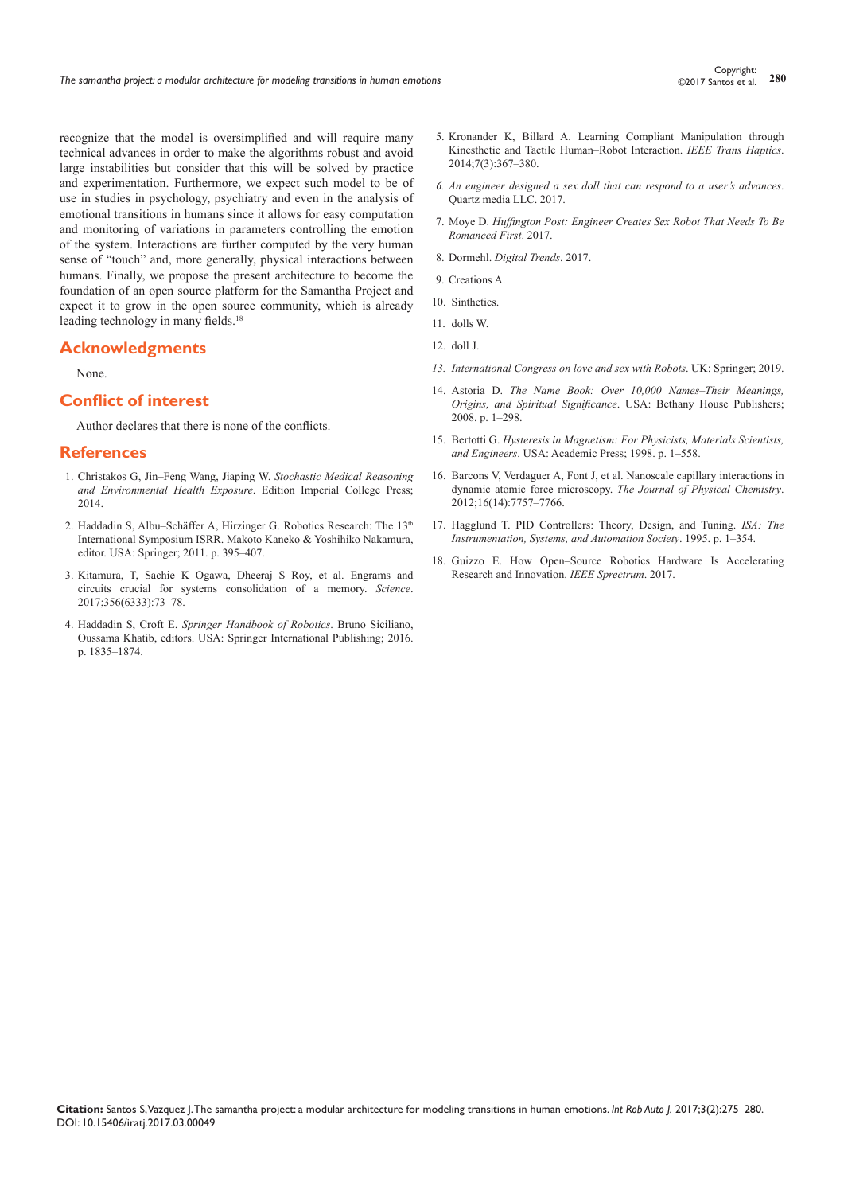recognize that the model is oversimplified and will require many technical advances in order to make the algorithms robust and avoid large instabilities but consider that this will be solved by practice and experimentation. Furthermore, we expect such model to be of use in studies in psychology, psychiatry and even in the analysis of emotional transitions in humans since it allows for easy computation and monitoring of variations in parameters controlling the emotion of the system. Interactions are further computed by the very human sense of "touch" and, more generally, physical interactions between humans. Finally, we propose the present architecture to become the foundation of an open source platform for the Samantha Project and expect it to grow in the open source community, which is already leading technology in many fields.[18]

## Acknowledgments

None.

## Conflict of interest

Author declares that there is none of the conflicts.

## References

1. Christakos G, Jin–Feng Wang, Jiaping W. *Stochastic Medical Reasoning and Environmental Health Exposure*. Edition Imperial College Press; 2014.
2. Haddadin S, Albu–Schäffer A, Hirzinger G. Robotics Research: The 13th International Symposium ISRR. Makoto Kaneko & Yoshihiko Nakamura, editor. USA: Springer; 2011. p. 395–407.
3. Kitamura, T, Sachie K Ogawa, Dheeraj S Roy, et al. Engrams and circuits crucial for systems consolidation of a memory. *Science*. 2017;356(6333):73–78.
4. Haddadin S, Croft E. *Springer Handbook of Robotics*. Bruno Siciliano, Oussama Khatib, editors. USA: Springer International Publishing; 2016. p. 1835–1874.
5. Kronander K, Billard A. Learning Compliant Manipulation through Kinesthetic and Tactile Human–Robot Interaction. *IEEE Trans Haptics*. 2014;7(3):367–380.
6. *An engineer designed a sex doll that can respond to a user's advances*. Quartz media LLC. 2017.
7. Moye D. *Huffington Post: Engineer Creates Sex Robot That Needs To Be Romanced First*. 2017.
8. Dormehl. *Digital Trends*. 2017.
9. Creations A.
10. Sinthetics.
11. dolls W.
12. doll J.
13. *International Congress on love and sex with Robots*. UK: Springer; 2019.
14. Astoria D. *The Name Book: Over 10,000 Names–Their Meanings, Origins, and Spiritual Significance*. USA: Bethany House Publishers; 2008. p. 1–298.
15. Bertotti G. *Hysteresis in Magnetism: For Physicists, Materials Scientists, and Engineers*. USA: Academic Press; 1998. p. 1–558.
16. Barcons V, Verdaguer A, Font J, et al. Nanoscale capillary interactions in dynamic atomic force microscopy. *The Journal of Physical Chemistry*. 2012;16(14):7757–7766.
17. Hagglund T. PID Controllers: Theory, Design, and Tuning. *ISA: The Instrumentation, Systems, and Automation Society*. 1995. p. 1–354.
18. Guizzo E. How Open–Source Robotics Hardware Is Accelerating Research and Innovation. *IEEE Sprectrum*. 2017.